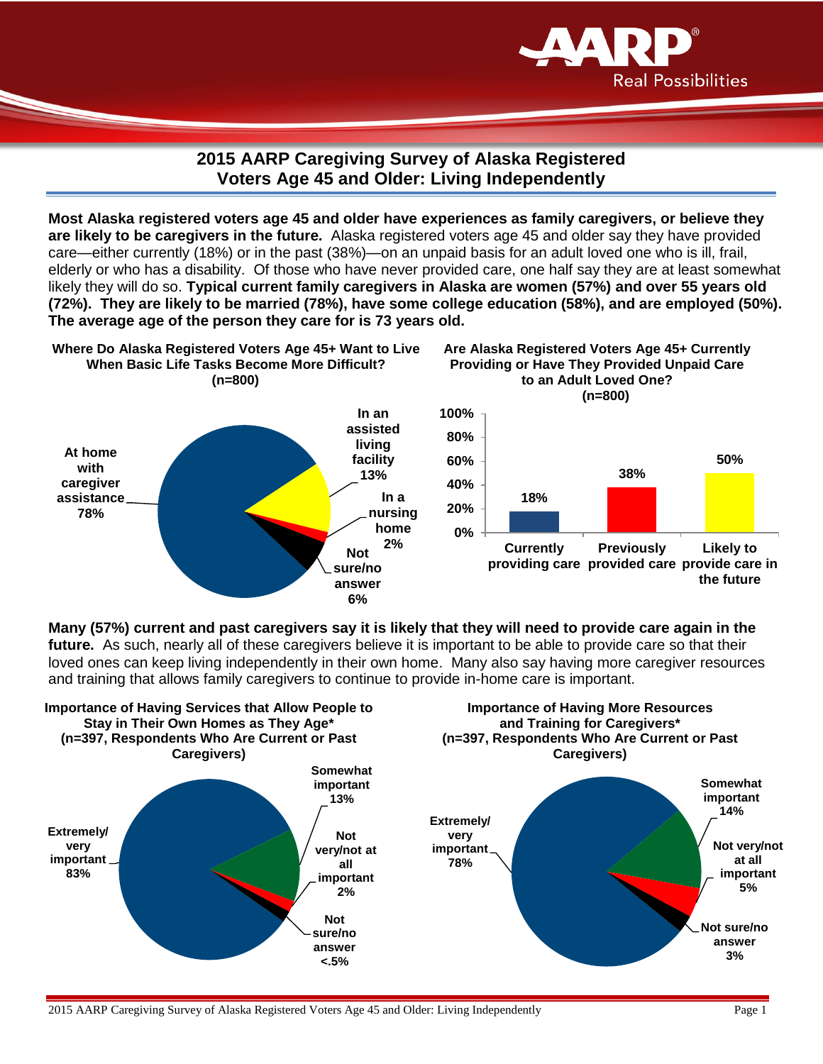# 2015 AARP Caregiving Survey of Alaska Registered Voters Age 45 and Older: Living Independently

**Most Alaska registered voters age 45 and older have experiences as family caregivers, or believe they are likely to be caregivers in the future.** Alaska registered voters age 45 and older say they have provided care—either currently (18%) or in the past (38%)—on an unpaid basis for an adult loved one who is ill, frail, elderly or who has a disability. Of those who have never provided care, one half say they are at least somewhat likely they will do so. **Typical current family caregivers in Alaska are women (57%) and over 55 years old (72%). They are likely to be married (78%), have some college education (58%), and are employed (50%). The average age of the person they care for is 73 years old.**

**Where Do Alaska Registered Voters Age 45+ Want to Live When Basic Life Tasks Become More Difficult? (n=800)**

| Response | Percent |
|---|---|
| At home with caregiver assistance | 78% |
| In an assisted living facility | 13% |
| In a nursing home | 2% |
| Not sure/no answer | 6% |

**Are Alaska Registered Voters Age 45+ Currently Providing or Have They Provided Unpaid Care to an Adult Loved One? (n=800)**

| Response | Percent |
|---|---|
| Currently providing care | 18% |
| Previously provided care | 38% |
| Likely to provide care in the future | 50% |

**Many (57%) current and past caregivers say it is likely that they will need to provide care again in the future.** As such, nearly all of these caregivers believe it is important to be able to provide care so that their loved ones can keep living independently in their own home. Many also say having more caregiver resources and training that allows family caregivers to continue to provide in-home care is important.

**Importance of Having Services that Allow People to Stay in Their Own Homes as They Age* (n=397, Respondents Who Are Current or Past Caregivers)**

| Response | Percent |
|---|---|
| Extremely/very important | 83% |
| Somewhat important | 13% |
| Not very/not at all important | 2% |
| Not sure/no answer | <.5% |

**Importance of Having More Resources and Training for Caregivers* (n=397, Respondents Who Are Current or Past Caregivers)**

| Response | Percent |
|---|---|
| Extremely/very important | 78% |
| Somewhat important | 14% |
| Not very/not at all important | 5% |
| Not sure/no answer | 3% |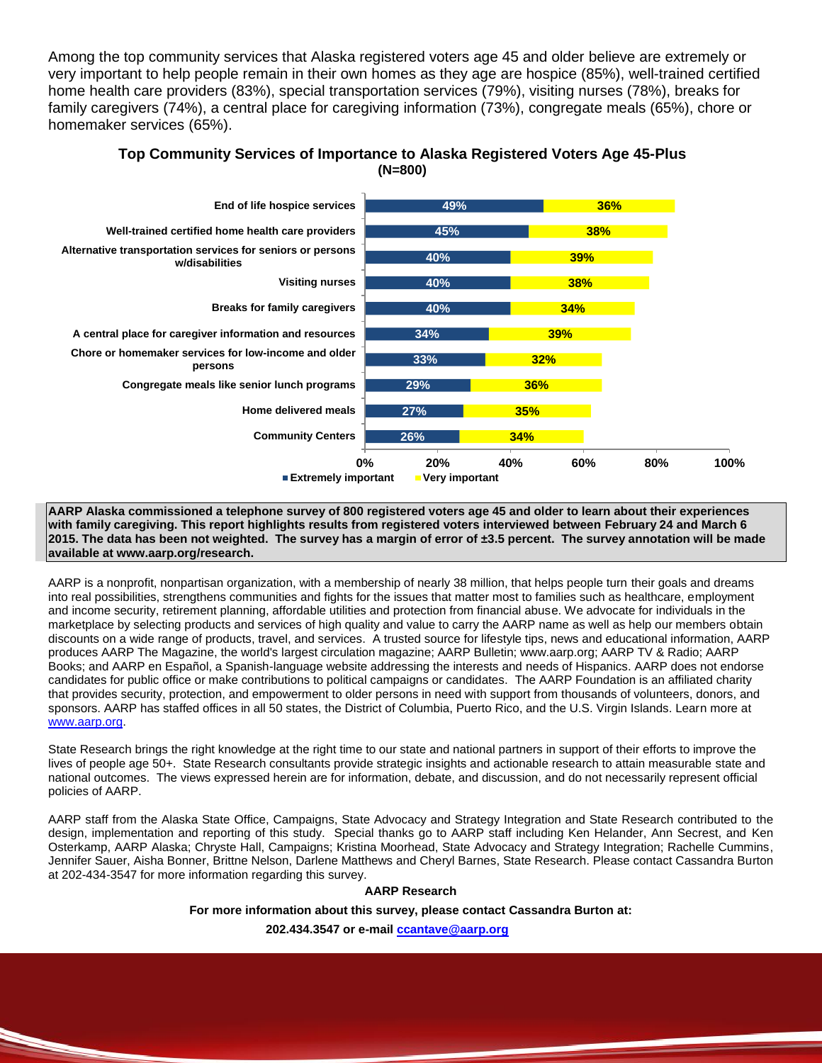Among the top community services that Alaska registered voters age 45 and older believe are extremely or very important to help people remain in their own homes as they age are hospice (85%), well-trained certified home health care providers (83%), special transportation services (79%), visiting nurses (78%), breaks for family caregivers (74%), a central place for caregiving information (73%), congregate meals (65%), chore or homemaker services (65%).

**Top Community Services of Importance to Alaska Registered Voters Age 45-Plus**
**(N=800)**

End of life hospice services 49% 36%
Well-trained certified home health care providers 45% 38%
Alternative transportation services for seniors or persons w/disabilities 40% 39%
Visiting nurses 40% 38%
Breaks for family caregivers 40% 34%
A central place for caregiver information and resources 34% 39%
Chore or homemaker services for low-income and older persons 33% 32%
Congregate meals like senior lunch programs 29% 36%
Home delivered meals 27% 35%
Community Centers 26% 34%

0% 20% 40% 60% 80% 100%

Extremely important Very important

**AARP Alaska commissioned a telephone survey of 800 registered voters age 45 and older to learn about their experiences with family caregiving. This report highlights results from registered voters interviewed between February 24 and March 6 2015. The data has been not weighted. The survey has a margin of error of ±3.5 percent. The survey annotation will be made available at www.aarp.org/research.**

AARP is a nonprofit, nonpartisan organization, with a membership of nearly 38 million, that helps people turn their goals and dreams into real possibilities, strengthens communities and fights for the issues that matter most to families such as healthcare, employment and income security, retirement planning, affordable utilities and protection from financial abuse. We advocate for individuals in the marketplace by selecting products and services of high quality and value to carry the AARP name as well as help our members obtain discounts on a wide range of products, travel, and services. A trusted source for lifestyle tips, news and educational information, AARP produces AARP The Magazine, the world's largest circulation magazine; AARP Bulletin; www.aarp.org; AARP TV & Radio; AARP Books; and AARP en Español, a Spanish-language website addressing the interests and needs of Hispanics. AARP does not endorse candidates for public office or make contributions to political campaigns or candidates. The AARP Foundation is an affiliated charity that provides security, protection, and empowerment to older persons in need with support from thousands of volunteers, donors, and sponsors. AARP has staffed offices in all 50 states, the District of Columbia, Puerto Rico, and the U.S. Virgin Islands. Learn more at www.aarp.org.

State Research brings the right knowledge at the right time to our state and national partners in support of their efforts to improve the lives of people age 50+. State Research consultants provide strategic insights and actionable research to attain measurable state and national outcomes. The views expressed herein are for information, debate, and discussion, and do not necessarily represent official policies of AARP.

AARP staff from the Alaska State Office, Campaigns, State Advocacy and Strategy Integration and State Research contributed to the design, implementation and reporting of this study. Special thanks go to AARP staff including Ken Helander, Ann Secrest, and Ken Osterkamp, AARP Alaska; Chryste Hall, Campaigns; Kristina Moorhead, State Advocacy and Strategy Integration; Rachelle Cummins, Jennifer Sauer, Aisha Bonner, Brittne Nelson, Darlene Matthews and Cheryl Barnes, State Research. Please contact Cassandra Burton at 202-434-3547 for more information regarding this survey.

**AARP Research**

**For more information about this survey, please contact Cassandra Burton at:**

**202.434.3547 or e-mail ccantave@aarp.org**